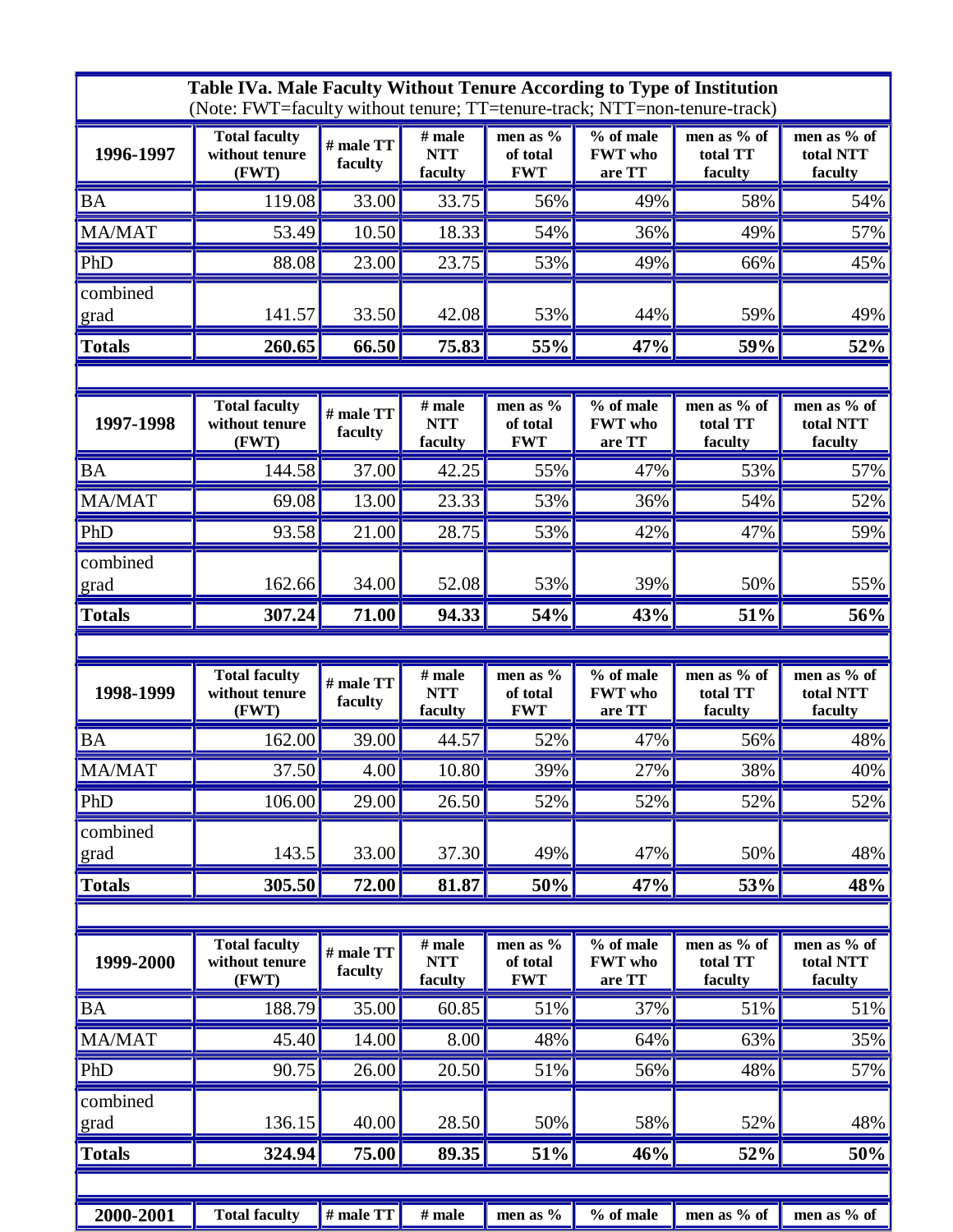**Table IVa. Male Faculty Without Tenure According to Type of Institution**
(Note: FWT=faculty without tenure; TT=tenure-track; NTT=non-tenure-track)

| 1996-1997 | Total faculty without tenure (FWT) | # male TT faculty | # male NTT faculty | men as % of total FWT | % of male FWT who are TT | men as % of total TT faculty | men as % of total NTT faculty |
|---|---|---|---|---|---|---|---|
| BA | 119.08 | 33.00 | 33.75 | 56% | 49% | 58% | 54% |
| MA/MAT | 53.49 | 10.50 | 18.33 | 54% | 36% | 49% | 57% |
| PhD | 88.08 | 23.00 | 23.75 | 53% | 49% | 66% | 45% |
| combined grad | 141.57 | 33.50 | 42.08 | 53% | 44% | 59% | 49% |
| **Totals** | **260.65** | **66.50** | **75.83** | **55%** | **47%** | **59%** | **52%** |

| 1997-1998 | Total faculty without tenure (FWT) | # male TT faculty | # male NTT faculty | men as % of total FWT | % of male FWT who are TT | men as % of total TT faculty | men as % of total NTT faculty |
|---|---|---|---|---|---|---|---|
| BA | 144.58 | 37.00 | 42.25 | 55% | 47% | 53% | 57% |
| MA/MAT | 69.08 | 13.00 | 23.33 | 53% | 36% | 54% | 52% |
| PhD | 93.58 | 21.00 | 28.75 | 53% | 42% | 47% | 59% |
| combined grad | 162.66 | 34.00 | 52.08 | 53% | 39% | 50% | 55% |
| **Totals** | **307.24** | **71.00** | **94.33** | **54%** | **43%** | **51%** | **56%** |

| 1998-1999 | Total faculty without tenure (FWT) | # male TT faculty | # male NTT faculty | men as % of total FWT | % of male FWT who are TT | men as % of total TT faculty | men as % of total NTT faculty |
|---|---|---|---|---|---|---|---|
| BA | 162.00 | 39.00 | 44.57 | 52% | 47% | 56% | 48% |
| MA/MAT | 37.50 | 4.00 | 10.80 | 39% | 27% | 38% | 40% |
| PhD | 106.00 | 29.00 | 26.50 | 52% | 52% | 52% | 52% |
| combined grad | 143.5 | 33.00 | 37.30 | 49% | 47% | 50% | 48% |
| **Totals** | **305.50** | **72.00** | **81.87** | **50%** | **47%** | **53%** | **48%** |

| 1999-2000 | Total faculty without tenure (FWT) | # male TT faculty | # male NTT faculty | men as % of total FWT | % of male FWT who are TT | men as % of total TT faculty | men as % of total NTT faculty |
|---|---|---|---|---|---|---|---|
| BA | 188.79 | 35.00 | 60.85 | 51% | 37% | 51% | 51% |
| MA/MAT | 45.40 | 14.00 | 8.00 | 48% | 64% | 63% | 35% |
| PhD | 90.75 | 26.00 | 20.50 | 51% | 56% | 48% | 57% |
| combined grad | 136.15 | 40.00 | 28.50 | 50% | 58% | 52% | 48% |
| **Totals** | **324.94** | **75.00** | **89.35** | **51%** | **46%** | **52%** | **50%** |

| 2000-2001 | Total faculty | # male TT | # male | men as % | % of male | men as % of | men as % of |
|---|---|---|---|---|---|---|---|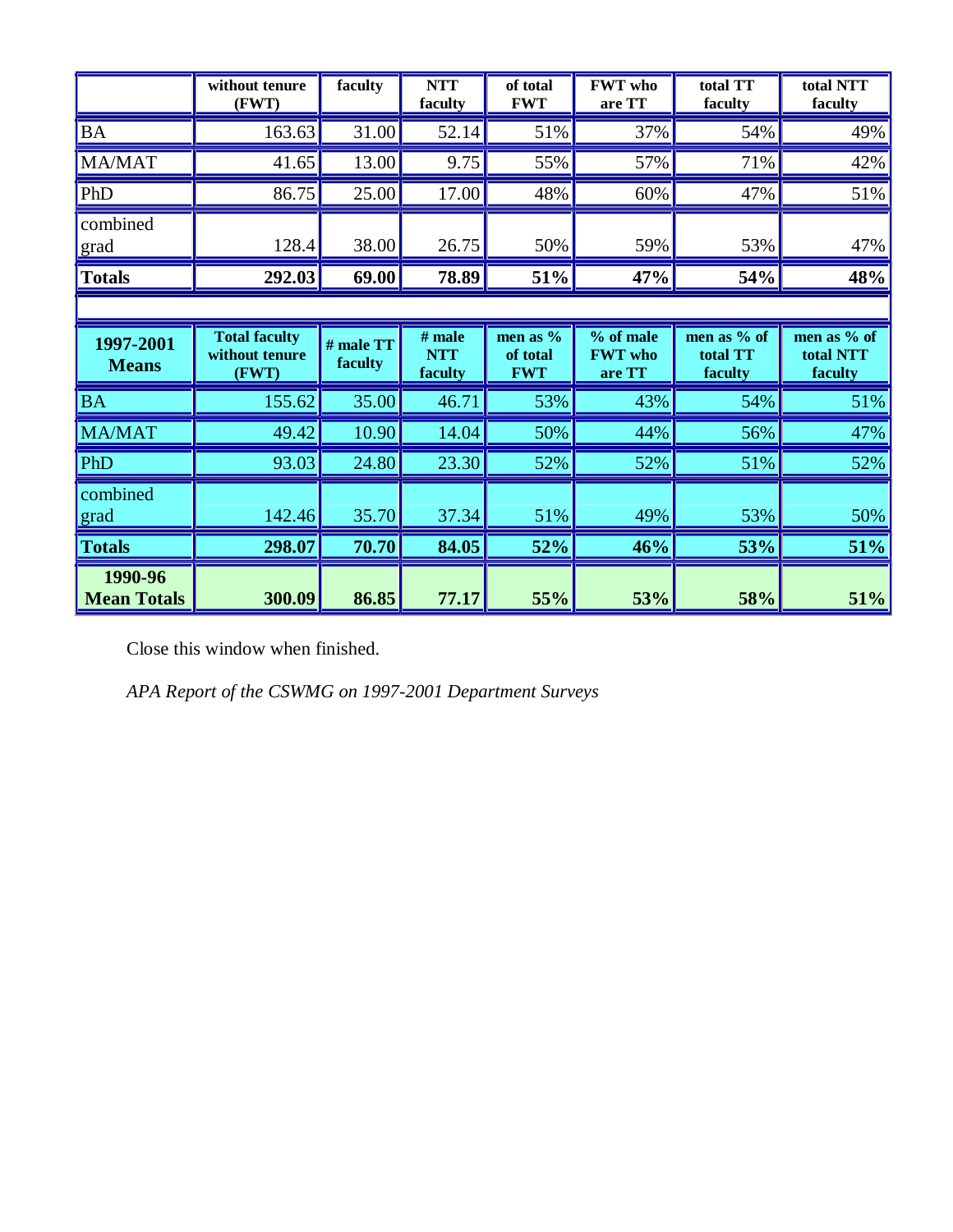| | without tenure (FWT) | faculty | NTT faculty | of total FWT | FWT who are TT | total TT faculty | total NTT faculty |
|---|---|---|---|---|---|---|---|
| BA | 163.63 | 31.00 | 52.14 | 51% | 37% | 54% | 49% |
| MA/MAT | 41.65 | 13.00 | 9.75 | 55% | 57% | 71% | 42% |
| PhD | 86.75 | 25.00 | 17.00 | 48% | 60% | 47% | 51% |
| combined grad | 128.4 | 38.00 | 26.75 | 50% | 59% | 53% | 47% |
| **Totals** | **292.03** | **69.00** | **78.89** | **51%** | **47%** | **54%** | **48%** |
| | | | | | | | |
| **1997-2001 Means** | **Total faculty without tenure (FWT)** | **# male TT faculty** | **# male NTT faculty** | **men as % of total FWT** | **% of male FWT who are TT** | **men as % of total TT faculty** | **men as % of total NTT faculty** |
| BA | 155.62 | 35.00 | 46.71 | 53% | 43% | 54% | 51% |
| MA/MAT | 49.42 | 10.90 | 14.04 | 50% | 44% | 56% | 47% |
| PhD | 93.03 | 24.80 | 23.30 | 52% | 52% | 51% | 52% |
| combined grad | 142.46 | 35.70 | 37.34 | 51% | 49% | 53% | 50% |
| **Totals** | **298.07** | **70.70** | **84.05** | **52%** | **46%** | **53%** | **51%** |
| **1990-96 Mean Totals** | **300.09** | **86.85** | **77.17** | **55%** | **53%** | **58%** | **51%** |

Close this window when finished.

*APA Report of the CSWMG on 1997-2001 Department Surveys*